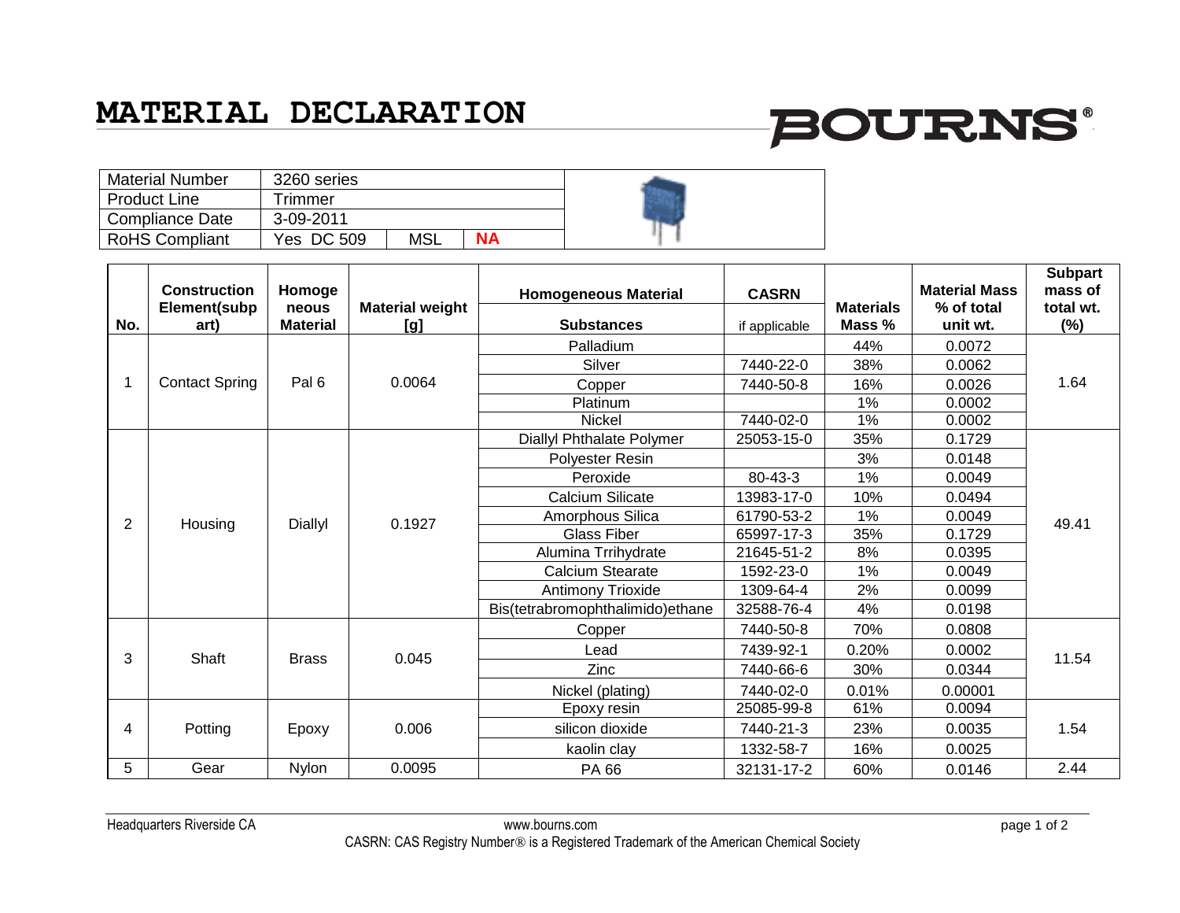# MATERIAL DECLARATION

BOURNS®

| Material Number | 3260 series | | |
|---|---|---|---|
| Product Line | Trimmer | | |
| Compliance Date | 3-09-2011 | | |
| RoHS Compliant | Yes DC 509 | MSL | NA |

| No. | Construction Element(subpart) | Homogeneous Material | Material weight [g] | Homogeneous Material / Substances | CASRN if applicable | Materials Mass % | Material Mass % of total unit wt. | Subpart mass of total wt. (%) |
|---|---|---|---|---|---|---|---|---|
| 1 | Contact Spring | Pal 6 | 0.0064 | Palladium | | 44% | 0.0072 | 1.64 |
| | | | | Silver | 7440-22-0 | 38% | 0.0062 | |
| | | | | Copper | 7440-50-8 | 16% | 0.0026 | |
| | | | | Platinum | | 1% | 0.0002 | |
| | | | | Nickel | 7440-02-0 | 1% | 0.0002 | |
| 2 | Housing | Diallyl | 0.1927 | Diallyl Phthalate Polymer | 25053-15-0 | 35% | 0.1729 | 49.41 |
| | | | | Polyester Resin | | 3% | 0.0148 | |
| | | | | Peroxide | 80-43-3 | 1% | 0.0049 | |
| | | | | Calcium Silicate | 13983-17-0 | 10% | 0.0494 | |
| | | | | Amorphous Silica | 61790-53-2 | 1% | 0.0049 | |
| | | | | Glass Fiber | 65997-17-3 | 35% | 0.1729 | |
| | | | | Alumina Trrihydrate | 21645-51-2 | 8% | 0.0395 | |
| | | | | Calcium Stearate | 1592-23-0 | 1% | 0.0049 | |
| | | | | Antimony Trioxide | 1309-64-4 | 2% | 0.0099 | |
| | | | | Bis(tetrabromophthalimido)ethane | 32588-76-4 | 4% | 0.0198 | |
| 3 | Shaft | Brass | 0.045 | Copper | 7440-50-8 | 70% | 0.0808 | 11.54 |
| | | | | Lead | 7439-92-1 | 0.20% | 0.0002 | |
| | | | | Zinc | 7440-66-6 | 30% | 0.0344 | |
| | | | | Nickel (plating) | 7440-02-0 | 0.01% | 0.00001 | |
| 4 | Potting | Epoxy | 0.006 | Epoxy resin | 25085-99-8 | 61% | 0.0094 | 1.54 |
| | | | | silicon dioxide | 7440-21-3 | 23% | 0.0035 | |
| | | | | kaolin clay | 1332-58-7 | 16% | 0.0025 | |
| 5 | Gear | Nylon | 0.0095 | PA 66 | 32131-17-2 | 60% | 0.0146 | 2.44 |

Headquarters Riverside CA — www.bourns.com

CASRN: CAS Registry Number® is a Registered Trademark of the American Chemical Society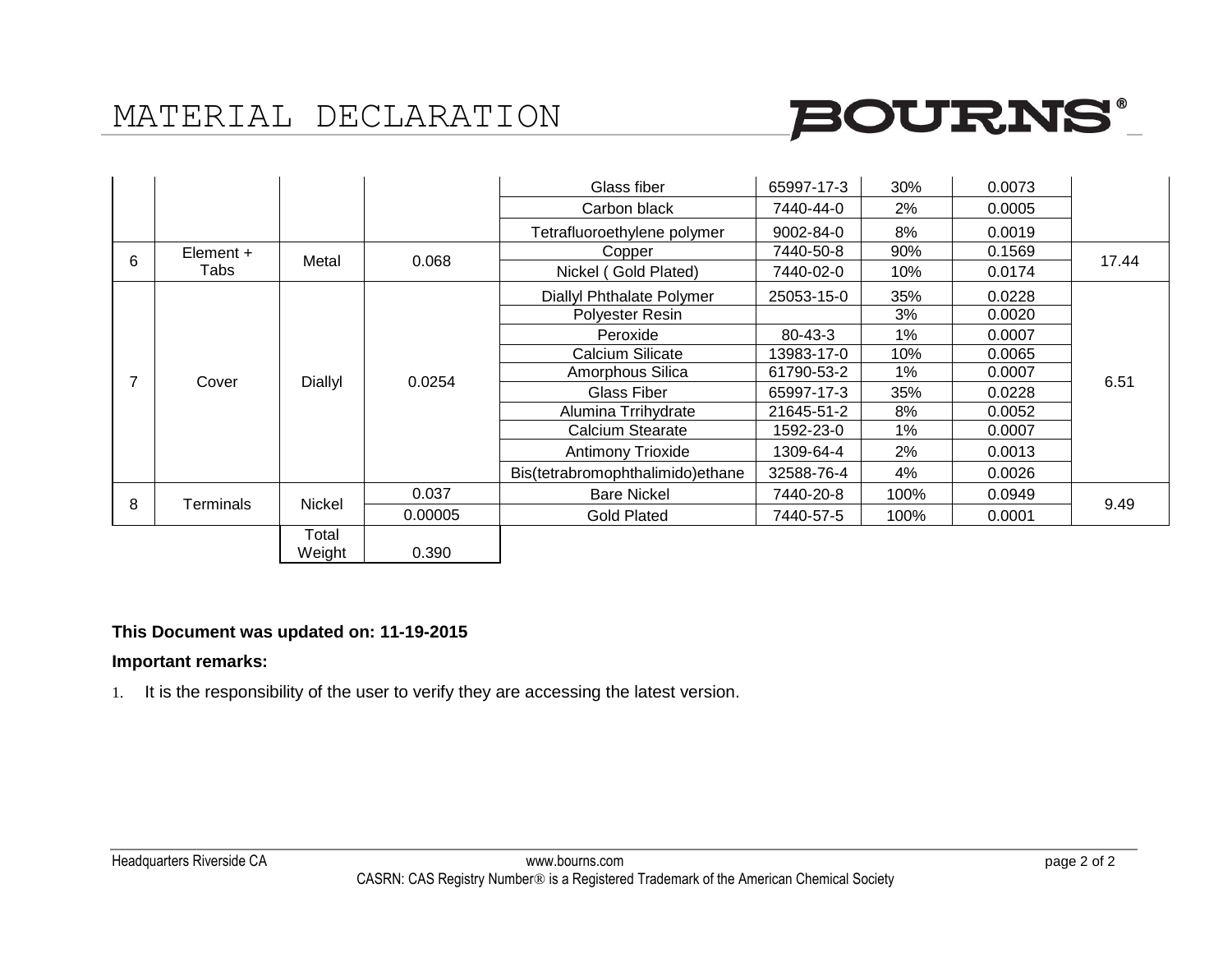# MATERIAL DECLARATION

| | | | | | | | | |
|---|---|---|---|---|---|---|---|---|
| | | | | Glass fiber | 65997-17-3 | 30% | 0.0073 | |
| | | | | Carbon black | 7440-44-0 | 2% | 0.0005 | |
| | | | | Tetrafluoroethylene polymer | 9002-84-0 | 8% | 0.0019 | |
| 6 | Element + Tabs | Metal | 0.068 | Copper | 7440-50-8 | 90% | 0.1569 | 17.44 |
| | | | | Nickel ( Gold Plated) | 7440-02-0 | 10% | 0.0174 | |
| 7 | Cover | Diallyl | 0.0254 | Diallyl Phthalate Polymer | 25053-15-0 | 35% | 0.0228 | 6.51 |
| | | | | Polyester Resin | | 3% | 0.0020 | |
| | | | | Peroxide | 80-43-3 | 1% | 0.0007 | |
| | | | | Calcium Silicate | 13983-17-0 | 10% | 0.0065 | |
| | | | | Amorphous Silica | 61790-53-2 | 1% | 0.0007 | |
| | | | | Glass Fiber | 65997-17-3 | 35% | 0.0228 | |
| | | | | Alumina Trrihydrate | 21645-51-2 | 8% | 0.0052 | |
| | | | | Calcium Stearate | 1592-23-0 | 1% | 0.0007 | |
| | | | | Antimony Trioxide | 1309-64-4 | 2% | 0.0013 | |
| | | | | Bis(tetrabromophthalimido)ethane | 32588-76-4 | 4% | 0.0026 | |
| 8 | Terminals | Nickel | 0.037 | Bare Nickel | 7440-20-8 | 100% | 0.0949 | 9.49 |
| | | | 0.00005 | Gold Plated | 7440-57-5 | 100% | 0.0001 | |
| | | Total Weight | 0.390 | | | | | |

**This Document was updated on: 11-19-2015**

**Important remarks:**

1. It is the responsibility of the user to verify they are accessing the latest version.

Headquarters Riverside CA www.bourns.com

CASRN: CAS Registry Number® is a Registered Trademark of the American Chemical Society